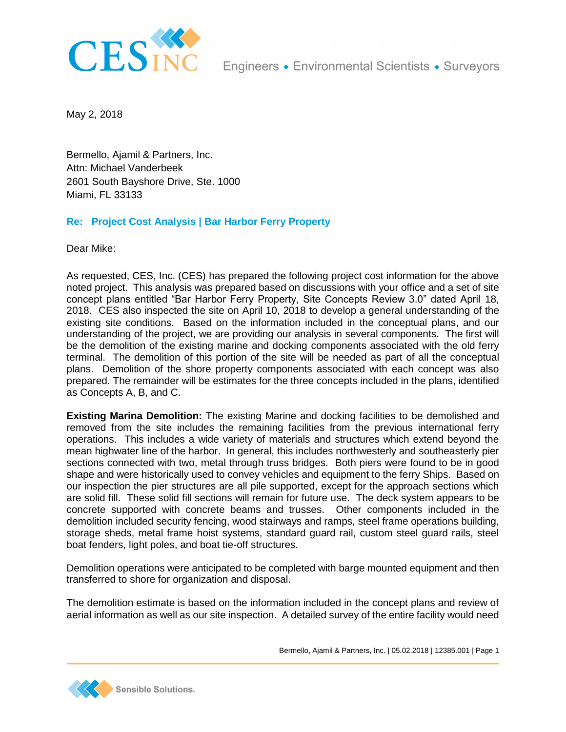CES INC

Engineers ◆ Environmental Scientists ◆ Surveyors

May 2, 2018

Bermello, Ajamil & Partners, Inc.
Attn: Michael Vanderbeek
2601 South Bayshore Drive, Ste. 1000
Miami, FL 33133

**Re: Project Cost Analysis | Bar Harbor Ferry Property**

Dear Mike:

As requested, CES, Inc. (CES) has prepared the following project cost information for the above noted project. This analysis was prepared based on discussions with your office and a set of site concept plans entitled "Bar Harbor Ferry Property, Site Concepts Review 3.0" dated April 18, 2018. CES also inspected the site on April 10, 2018 to develop a general understanding of the existing site conditions. Based on the information included in the conceptual plans, and our understanding of the project, we are providing our analysis in several components. The first will be the demolition of the existing marine and docking components associated with the old ferry terminal. The demolition of this portion of the site will be needed as part of all the conceptual plans. Demolition of the shore property components associated with each concept was also prepared. The remainder will be estimates for the three concepts included in the plans, identified as Concepts A, B, and C.

**Existing Marina Demolition:** The existing Marine and docking facilities to be demolished and removed from the site includes the remaining facilities from the previous international ferry operations. This includes a wide variety of materials and structures which extend beyond the mean highwater line of the harbor. In general, this includes northwesterly and southeasterly pier sections connected with two, metal through truss bridges. Both piers were found to be in good shape and were historically used to convey vehicles and equipment to the ferry Ships. Based on our inspection the pier structures are all pile supported, except for the approach sections which are solid fill. These solid fill sections will remain for future use. The deck system appears to be concrete supported with concrete beams and trusses. Other components included in the demolition included security fencing, wood stairways and ramps, steel frame operations building, storage sheds, metal frame hoist systems, standard guard rail, custom steel guard rails, steel boat fenders, light poles, and boat tie-off structures.

Demolition operations were anticipated to be completed with barge mounted equipment and then transferred to shore for organization and disposal.

The demolition estimate is based on the information included in the concept plans and review of aerial information as well as our site inspection. A detailed survey of the entire facility would need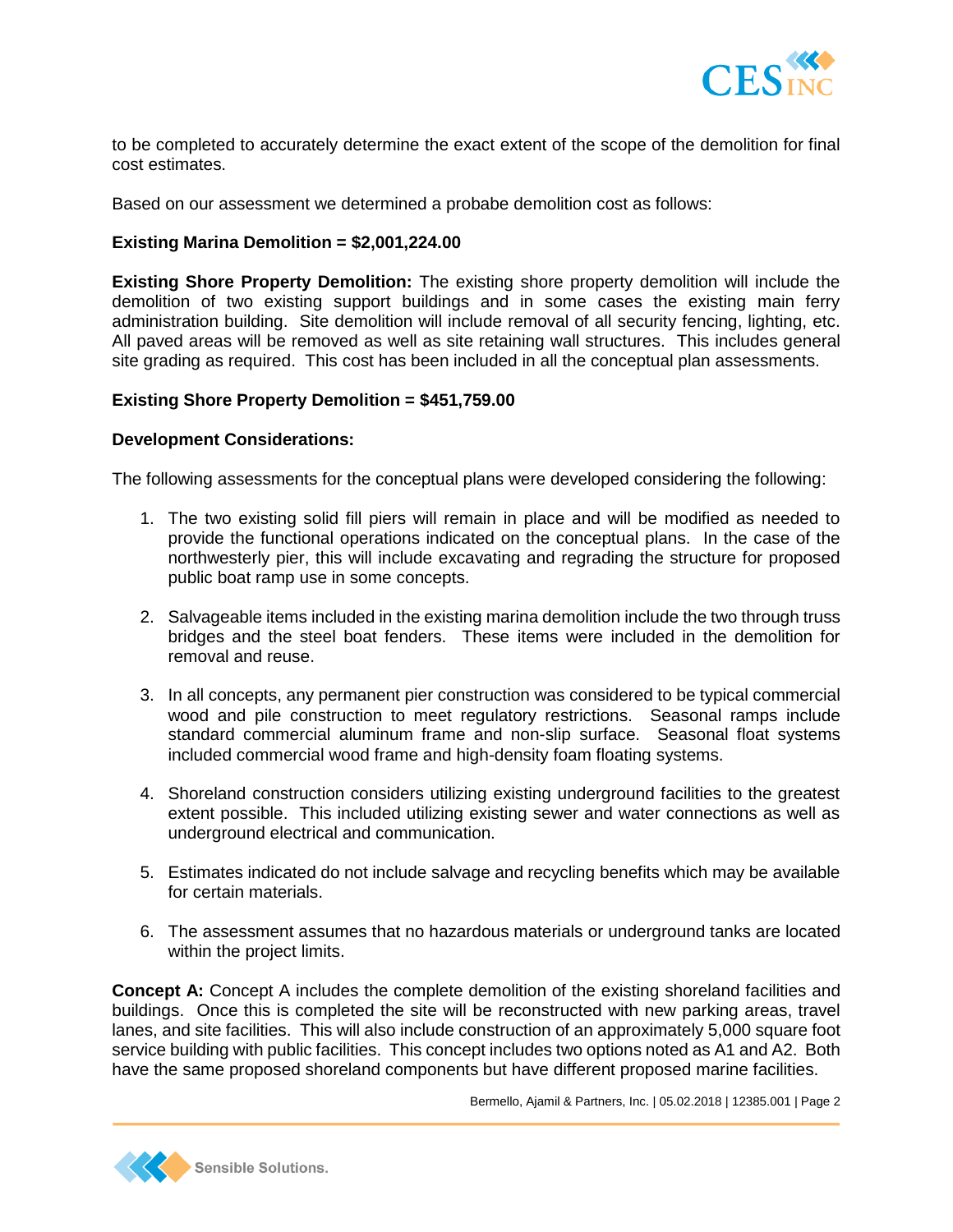to be completed to accurately determine the exact extent of the scope of the demolition for final cost estimates.

Based on our assessment we determined a probabe demolition cost as follows:

**Existing Marina Demolition = $2,001,224.00**

**Existing Shore Property Demolition:** The existing shore property demolition will include the demolition of two existing support buildings and in some cases the existing main ferry administration building. Site demolition will include removal of all security fencing, lighting, etc. All paved areas will be removed as well as site retaining wall structures. This includes general site grading as required. This cost has been included in all the conceptual plan assessments.

**Existing Shore Property Demolition = $451,759.00**

**Development Considerations:**

The following assessments for the conceptual plans were developed considering the following:

1. The two existing solid fill piers will remain in place and will be modified as needed to provide the functional operations indicated on the conceptual plans. In the case of the northwesterly pier, this will include excavating and regrading the structure for proposed public boat ramp use in some concepts.

2. Salvageable items included in the existing marina demolition include the two through truss bridges and the steel boat fenders. These items were included in the demolition for removal and reuse.

3. In all concepts, any permanent pier construction was considered to be typical commercial wood and pile construction to meet regulatory restrictions. Seasonal ramps include standard commercial aluminum frame and non-slip surface. Seasonal float systems included commercial wood frame and high-density foam floating systems.

4. Shoreland construction considers utilizing existing underground facilities to the greatest extent possible. This included utilizing existing sewer and water connections as well as underground electrical and communication.

5. Estimates indicated do not include salvage and recycling benefits which may be available for certain materials.

6. The assessment assumes that no hazardous materials or underground tanks are located within the project limits.

**Concept A:** Concept A includes the complete demolition of the existing shoreland facilities and buildings. Once this is completed the site will be reconstructed with new parking areas, travel lanes, and site facilities. This will also include construction of an approximately 5,000 square foot service building with public facilities. This concept includes two options noted as A1 and A2. Both have the same proposed shoreland components but have different proposed marine facilities.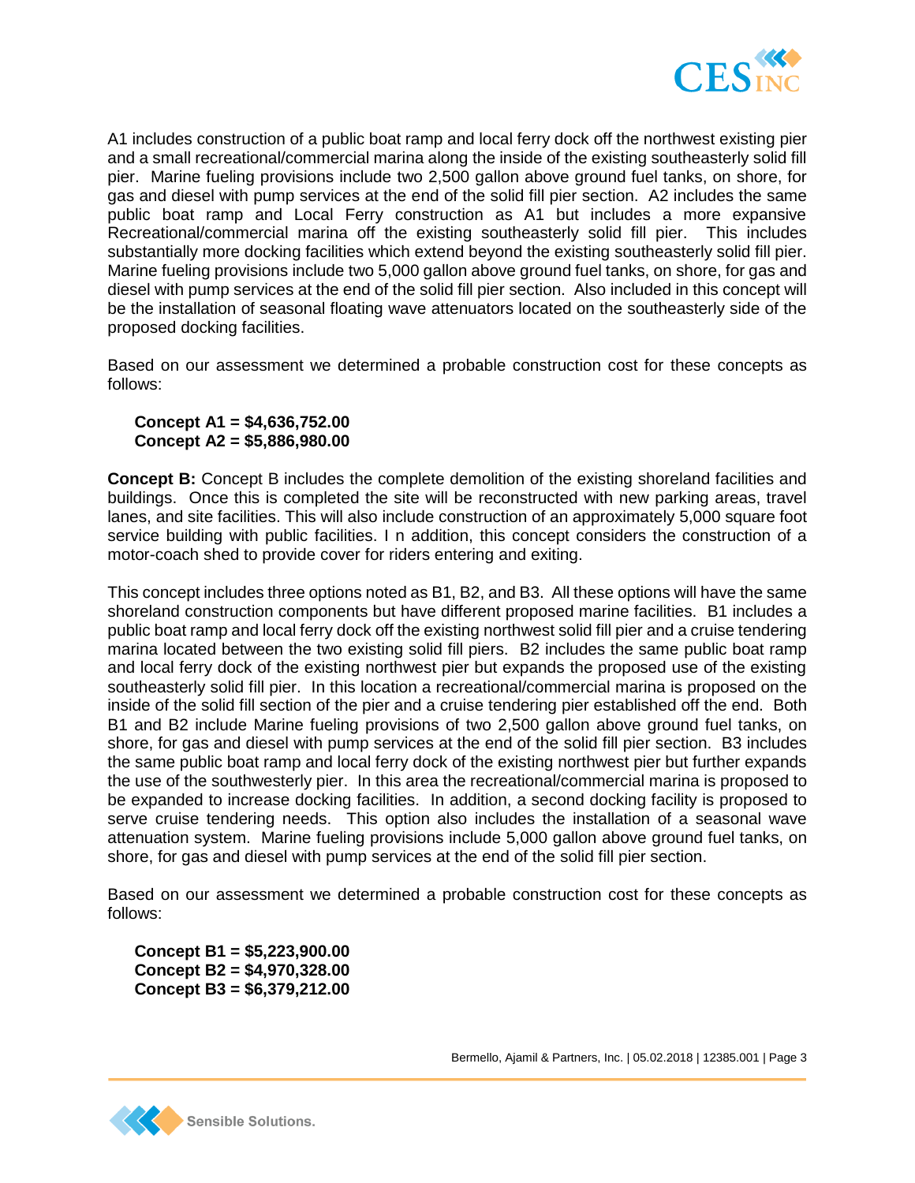A1 includes construction of a public boat ramp and local ferry dock off the northwest existing pier and a small recreational/commercial marina along the inside of the existing southeasterly solid fill pier. Marine fueling provisions include two 2,500 gallon above ground fuel tanks, on shore, for gas and diesel with pump services at the end of the solid fill pier section. A2 includes the same public boat ramp and Local Ferry construction as A1 but includes a more expansive Recreational/commercial marina off the existing southeasterly solid fill pier. This includes substantially more docking facilities which extend beyond the existing southeasterly solid fill pier. Marine fueling provisions include two 5,000 gallon above ground fuel tanks, on shore, for gas and diesel with pump services at the end of the solid fill pier section. Also included in this concept will be the installation of seasonal floating wave attenuators located on the southeasterly side of the proposed docking facilities.

Based on our assessment we determined a probable construction cost for these concepts as follows:

**Concept A1 = $4,636,752.00**
**Concept A2 = $5,886,980.00**

**Concept B:** Concept B includes the complete demolition of the existing shoreland facilities and buildings. Once this is completed the site will be reconstructed with new parking areas, travel lanes, and site facilities. This will also include construction of an approximately 5,000 square foot service building with public facilities. I n addition, this concept considers the construction of a motor-coach shed to provide cover for riders entering and exiting.

This concept includes three options noted as B1, B2, and B3. All these options will have the same shoreland construction components but have different proposed marine facilities. B1 includes a public boat ramp and local ferry dock off the existing northwest solid fill pier and a cruise tendering marina located between the two existing solid fill piers. B2 includes the same public boat ramp and local ferry dock of the existing northwest pier but expands the proposed use of the existing southeasterly solid fill pier. In this location a recreational/commercial marina is proposed on the inside of the solid fill section of the pier and a cruise tendering pier established off the end. Both B1 and B2 include Marine fueling provisions of two 2,500 gallon above ground fuel tanks, on shore, for gas and diesel with pump services at the end of the solid fill pier section. B3 includes the same public boat ramp and local ferry dock of the existing northwest pier but further expands the use of the southwesterly pier. In this area the recreational/commercial marina is proposed to be expanded to increase docking facilities. In addition, a second docking facility is proposed to serve cruise tendering needs. This option also includes the installation of a seasonal wave attenuation system. Marine fueling provisions include 5,000 gallon above ground fuel tanks, on shore, for gas and diesel with pump services at the end of the solid fill pier section.

Based on our assessment we determined a probable construction cost for these concepts as follows:

**Concept B1 = $5,223,900.00**
**Concept B2 = $4,970,328.00**
**Concept B3 = $6,379,212.00**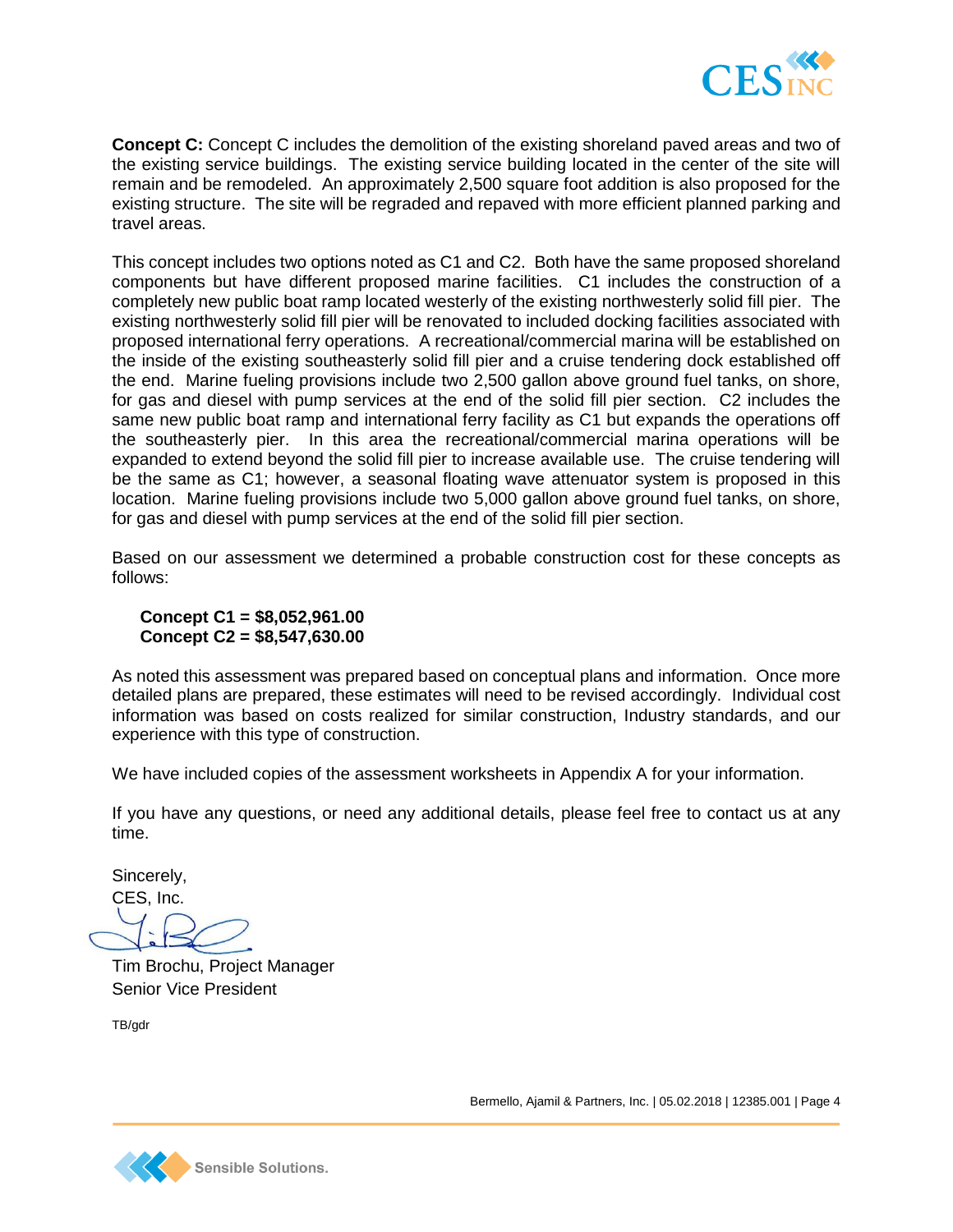**Concept C:** Concept C includes the demolition of the existing shoreland paved areas and two of the existing service buildings. The existing service building located in the center of the site will remain and be remodeled. An approximately 2,500 square foot addition is also proposed for the existing structure. The site will be regraded and repaved with more efficient planned parking and travel areas.

This concept includes two options noted as C1 and C2. Both have the same proposed shoreland components but have different proposed marine facilities. C1 includes the construction of a completely new public boat ramp located westerly of the existing northwesterly solid fill pier. The existing northwesterly solid fill pier will be renovated to included docking facilities associated with proposed international ferry operations. A recreational/commercial marina will be established on the inside of the existing southeasterly solid fill pier and a cruise tendering dock established off the end. Marine fueling provisions include two 2,500 gallon above ground fuel tanks, on shore, for gas and diesel with pump services at the end of the solid fill pier section. C2 includes the same new public boat ramp and international ferry facility as C1 but expands the operations off the southeasterly pier. In this area the recreational/commercial marina operations will be expanded to extend beyond the solid fill pier to increase available use. The cruise tendering will be the same as C1; however, a seasonal floating wave attenuator system is proposed in this location. Marine fueling provisions include two 5,000 gallon above ground fuel tanks, on shore, for gas and diesel with pump services at the end of the solid fill pier section.

Based on our assessment we determined a probable construction cost for these concepts as follows:

**Concept C1 = $8,052,961.00**
**Concept C2 = $8,547,630.00**

As noted this assessment was prepared based on conceptual plans and information. Once more detailed plans are prepared, these estimates will need to be revised accordingly. Individual cost information was based on costs realized for similar construction, Industry standards, and our experience with this type of construction.

We have included copies of the assessment worksheets in Appendix A for your information.

If you have any questions, or need any additional details, please feel free to contact us at any time.

Sincerely,
CES, Inc.

Tim Brochu, Project Manager
Senior Vice President

TB/gdr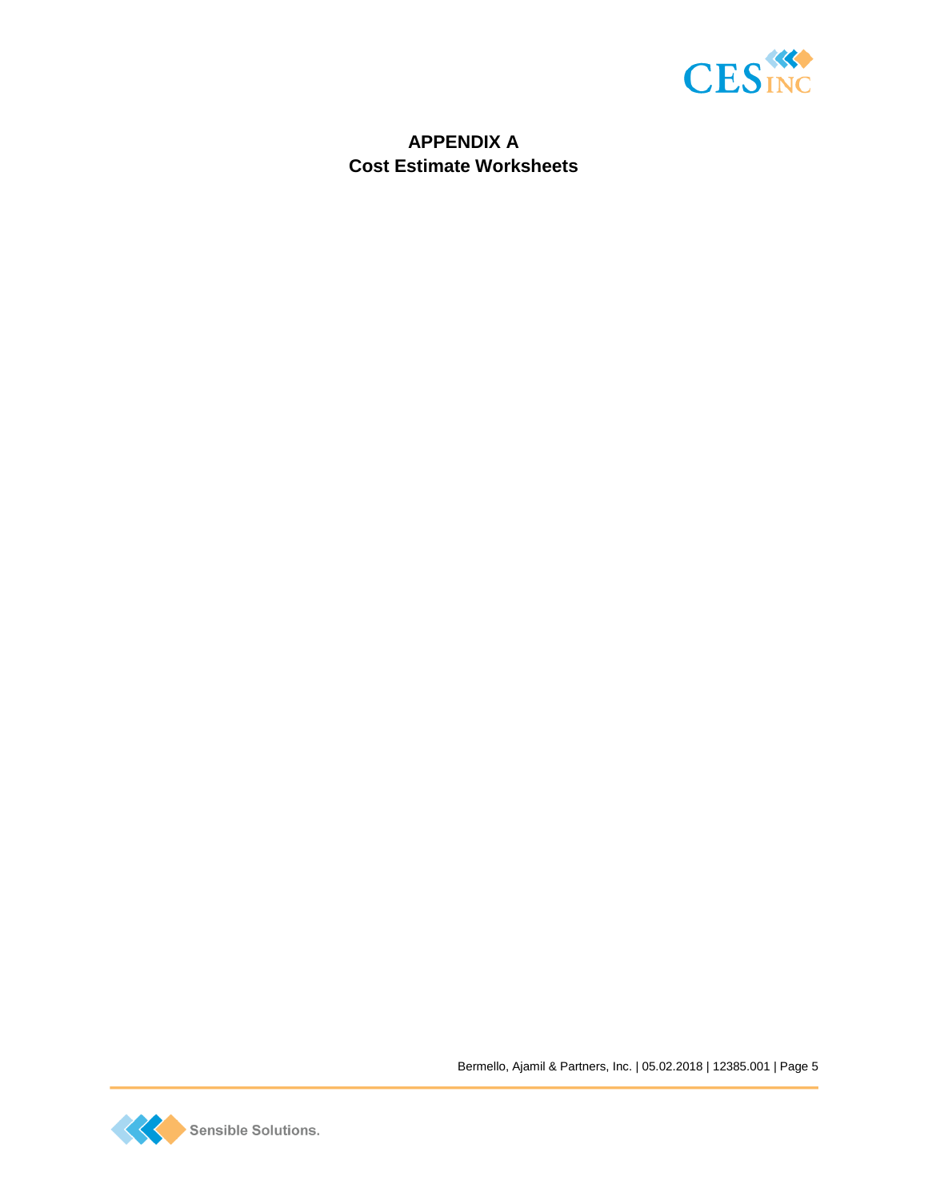# APPENDIX A
## Cost Estimate Worksheets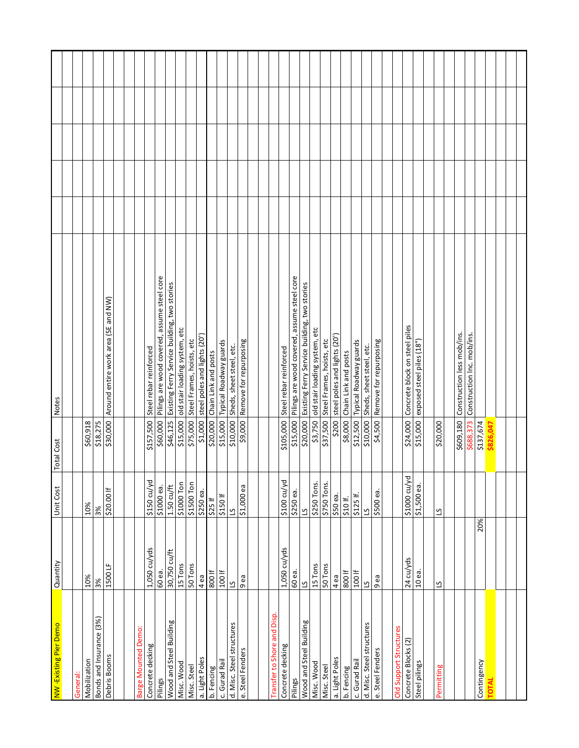| NW -Existing Pier Demo | Quantity | | Unit Cost | Total Cost | Notes |
|---|---|---|---|---|---|
| | | | | | |
| General: | | | | | |
| Mobilization | 10% | | 10% | $60,918 | |
| Bonds and Insurance (3%) | 3% | | 3% | $18,275 | |
| Debris Booms | 1500 LF | | $20.00 lf | $30,000 | Around entire work area (SE and NW) |
| | | | | | |
| | | | | | |
| Barge Mounted Demo: | | | | | |
| Concrete decking | 1,050 cu/yds | | $150 cu/yd | $157,500 | Steel rebar reinforced |
| Pilings | 60 ea. | | $1000 ea. | $60,000 | Pilings are wood covered, assume steel core |
| Wood and Steel Building | 30,750 cu/ft | | 1.50 cu/ft | $46,125 | Existing Ferry Service building, two stories |
| Misc. Wood | 15 Tons | | $1000 Ton | $15,000 | old stair loading system, etc |
| Misc. Steel | 50 Tons | | $1500 Ton | $75,000 | Steel Frames, hoists, etc |
| a. Light Poles | 4 ea | | $250 ea. | $1,000 | steel poles and lights (20') |
| b. Fencing | 800 lf | | $25 lf | $20,000 | Chain Link and posts |
| c. Gurad Rail | 100 lf | | $150 lf | $15,000 | Typical Roadway guards |
| d. Misc. Steel structures | LS | | LS | $10,000 | Sheds, sheet steel, etc. |
| e. Steel Fenders | 9 ea | | $1,000 ea | $9,000 | Remove for repurposing |
| | | | | | |
| | | | | | |
| Transfer to Shore and Disp. | | | | | |
| Concrete decking | 1,050 cu/yds | | $100 cu/yd | $105,000 | Steel rebar reinforced |
| Pilings | 60 ea. | | $250 ea. | $15,000 | Pilings are wood covered, assume steel core |
| Wood and Steel Building | LS | | LS | $20,000 | Existing Ferry Service building, two stories |
| Misc. Wood | 15 Tons | | $250 Tons. | $3,750 | old stair loading system, etc |
| Misc. Steel | 50 Tons | | $750 Tons. | $37,500 | Steel Frames, hoists, etc |
| a. Light Poles | 4 ea | | $50 ea. | $200 | steel poles and lights (20') |
| b. Fencing | 800 lf | | $10 lf. | $8,000 | Chain Link and posts |
| c. Gurad Rail | 100 lf | | $125 lf. | $12,500 | Typical Roadway guards |
| d. Misc. Steel structures | LS | | LS | $10,000 | Sheds, sheet steel, etc. |
| e. Steel Fenders | 9 ea | | $500 ea. | $4,500 | Remove for repurposing |
| | | | | | |
| Old Support Structures | | | | | |
| Concrete Blocks (2) | 24 cu/yds | | $1000 cu/yd | $24,000 | Concrete block on steel piles |
| Steel pilings | 10 ea. | | $1,500 ea. | $15,000 | exposed steel piles (18") |
| | | | | | |
| Permitting | LS | | LS | $20,000 | |
| | | | | | |
| | | | | $609,180 | Construction less mob/ins. |
| | | | | $688,373 | Construction Inc. mob/ins. |
| Contingency | | 20% | | $137,674 | |
| TOTAL | | | | $826,047 | |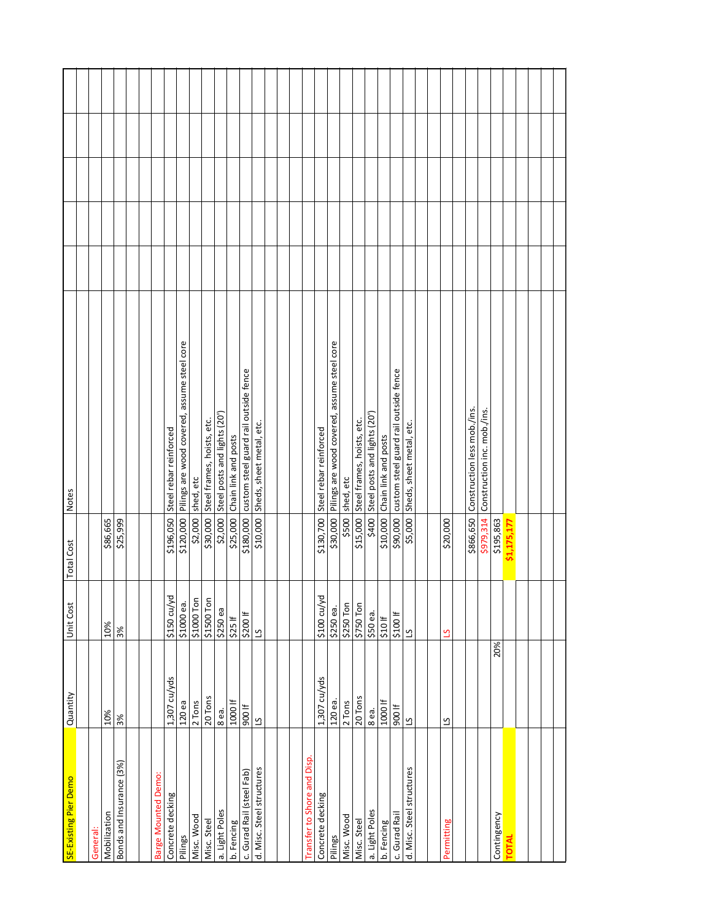| SE-Existing Pier Demo | Quantity | | Unit Cost | Total Cost | Notes |
|---|---|---|---|---|---|
| | | | | | |
| General: | | | | | |
| Mobilization | 10% | | 10% | $86,665 | |
| Bonds and Insurance (3%) | 3% | | 3% | $25,999 | |
| | | | | | |
| | | | | | |
| Barge Mounted Demo: | | | | | |
| Concrete decking | 1,307 cu/yds | | $150 cu/yd | $196,050 | Steel rebar reinforced |
| Pilings | 120 ea | | $1000 ea. | $120,000 | Pilings are wood covered, assume steel core |
| Misc. Wood | 2 Tons | | $1000 Ton | $2,000 | shed, etc |
| Misc. Steel | 20 Tons | | $1500 Ton | $30,000 | Steel frames, hoists, etc. |
| a. Light Poles | 8 ea. | | $250 ea | $2,000 | Steel posts and lights (20') |
| b. Fencing | 1000 lf | | $25 lf | $25,000 | Chain link and posts |
| c. Gurad Rail (steel Fab) | 900 lf | | $200 lf | $180,000 | custom steel guard rail outside fence |
| d. Misc. Steel structures | LS | | LS | $10,000 | Sheds, sheet metal, etc. |
| | | | | | |
| | | | | | |
| Transfer to Shore and Disp. | | | | | |
| Concrete decking | 1,307 cu/yds | | $100 cu/yd | $130,700 | Steel rebar reinforced |
| Pilings | 120 ea. | | $250 ea. | $30,000 | Pilings are wood covered, assume steel core |
| Misc. Wood | 2 Tons | | $250 Ton | $500 | shed, etc |
| Misc. Steel | 20 Tons | | $750 Ton | $15,000 | Steel frames, hoists, etc. |
| a. Light Poles | 8 ea. | | $50 ea. | $400 | Steel posts and lights (20') |
| b. Fencing | 1000 lf | | $10 lf | $10,000 | Chain link and posts |
| c. Gurad Rail | 900 lf | | $100 lf | $90,000 | custom steel guard rail outside fence |
| d. Misc. Steel structures | LS | | LS | $5,000 | Sheds, sheet metal, etc. |
| | | | | | |
| Permitting | LS | | LS | $20,000 | |
| | | | | | |
| | | | | $866,650 | Construction less mob./ins. |
| | | | | $979,314 | Construction inc. mob./ins. |
| Contingency | | 20% | | $195,863 | |
| **TOTAL** | | | | **$1,175,177** | |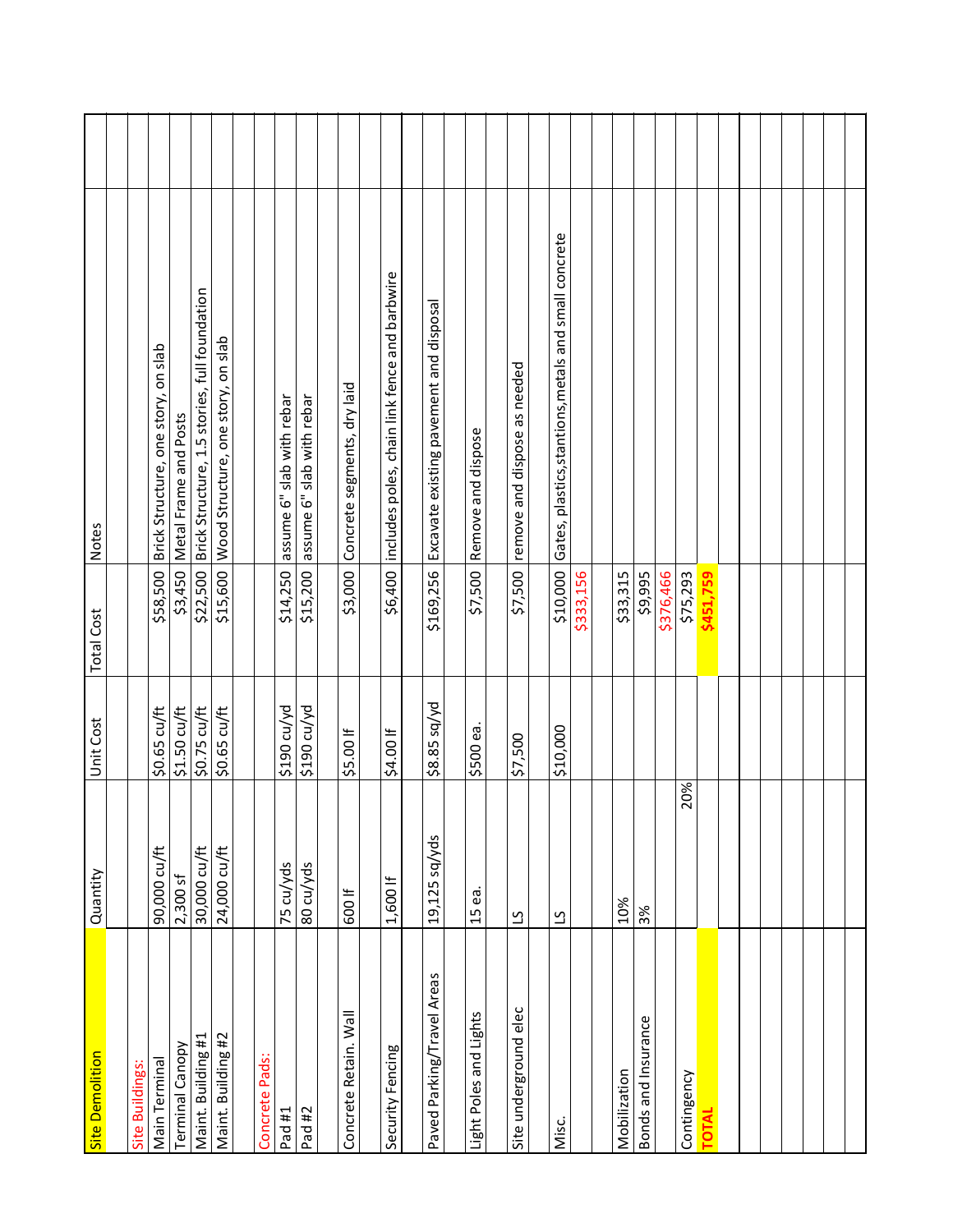| Site Demolition | Quantity | | Unit Cost | Total Cost | Notes |
|---|---|---|---|---|---|
| | | | | | |
| Site Buildings: | | | | | |
| Main Terminal | 90,000 cu/ft | | $0.65 cu/ft | $58,500 | Brick Structure, one story, on slab |
| Terminal Canopy | 2,300 sf | | $1.50 cu/ft | $3,450 | Metal Frame and Posts |
| Maint. Building #1 | 30,000 cu/ft | | $0.75 cu/ft | $22,500 | Brick Structure, 1.5 stories, full foundation |
| Maint. Building #2 | 24,000 cu/ft | | $0.65 cu/ft | $15,600 | Wood Structure, one story, on slab |
| | | | | | |
| Concrete Pads: | | | | | |
| Pad #1 | 75 cu/yds | | $190 cu/yd | $14,250 | assume 6" slab with rebar |
| Pad #2 | 80 cu/yds | | $190 cu/yd | $15,200 | assume 6" slab with rebar |
| | | | | | |
| Concrete Retain. Wall | 600 lf | | $5.00 lf | $3,000 | Concrete segments, dry laid |
| | | | | | |
| Security Fencing | 1,600 lf | | $4.00 lf | $6,400 | includes poles, chain link fence and barbwire |
| | | | | | |
| Paved Parking/Travel Areas | 19,125 sq/yds | | $8.85 sq/yd | $169,256 | Excavate existing pavement and disposal |
| | | | | | |
| Light Poles and Lights | 15 ea. | | $500 ea. | $7,500 | Remove and dispose |
| | | | | | |
| Site underground elec | LS | | $7,500 | $7,500 | remove and dispose as needed |
| | | | | | |
| Misc. | LS | | $10,000 | $10,000 | Gates, plastics,stantions,metals and small concrete |
| | | | | $333,156 | |
| | | | | | |
| Mobilization | 10% | | | $33,315 | |
| Bonds and Insurance | 3% | | | $9,995 | |
| | | | | $376,466 | |
| Contingency | | 20% | | $75,293 | |
| **TOTAL** | | | | **$451,759** | |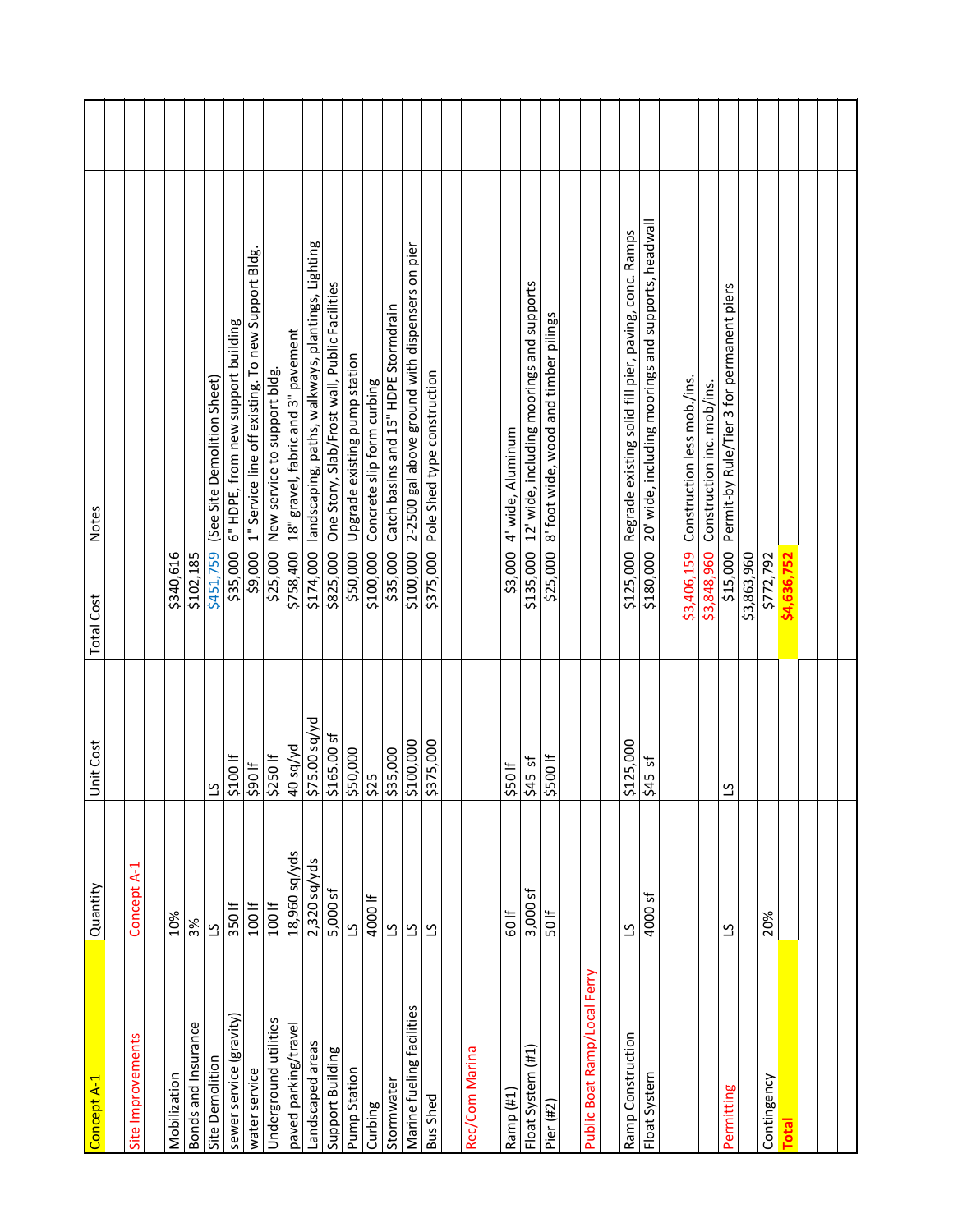| Concept A-1 | Quantity | Unit Cost | Total Cost | Notes |
|---|---|---|---|---|
| | | | | |
| Site Improvements | Concept A-1 | | | |
| | | | | |
| Mobilization | 10% | | $340,616 | |
| Bonds and Insurance | 3% | | $102,185 | |
| Site Demolition | LS | LS | $451,759 | (See Site Demolition Sheet) |
| sewer service (gravity) | 350 lf | $100 lf | $35,000 | 6" HDPE, from new support building |
| water service | 100 lf | $90 lf | $9,000 | 1" Service line off existing. To new Support Bldg. |
| Underground utilities | 100 lf | $250 lf | $25,000 | New service to support bldg. |
| paved parking/travel | 18,960 sq/yds | 40 sq/yd | $758,400 | 18" gravel, fabric and 3" pavement |
| Landscaped areas | 2,320 sq/yds | $75.00 sq/yd | $174,000 | landscaping, paths, walkways, plantings, Lighting |
| Support Building | 5,000 sf | $165.00 sf | $825,000 | One Story, Slab/Frost wall, Public Facilities |
| Pump Station | LS | $50,000 | $50,000 | Upgrade existing pump station |
| Curbing | 4000 lf | $25 | $100,000 | Concrete slip form curbing |
| Stormwater | LS | $35,000 | $35,000 | Catch basins and 15" HDPE Stormdrain |
| Marine fueling facilities | LS | $100,000 | $100,000 | 2-2500 gal above ground with dispensers on pier |
| Bus Shed | LS | $375,000 | $375,000 | Pole Shed type construction |
| | | | | |
| Rec/Com Marina | | | | |
| | | | | |
| Ramp (#1) | 60 lf | $50 lf | $3,000 | 4' wide, Aluminum |
| Float System (#1) | 3,000 sf | $45 sf | $135,000 | 12' wide, including moorings and supports |
| Pier (#2) | 50 lf | $500 lf | $25,000 | 8' foot wide, wood and timber pilings |
| | | | | |
| Public Boat Ramp/Local Ferry | | | | |
| | | | | |
| Ramp Construction | LS | $125,000 | $125,000 | Regrade existing solid fill pier, paving, conc. Ramps |
| Float System | 4000 sf | $45 sf | $180,000 | 20' wide, including moorings and supports, headwall |
| | | | | |
| | | | $3,406,159 | Construction less mob./ins. |
| | | | $3,848,960 | Construction inc. mob./ins. |
| Permitting | LS | LS | $15,000 | Permit-by Rule/Tier 3 for permanent piers |
| | | | $3,863,960 | |
| Contingency | 20% | | $772,792 | |
| **Total** | | | **$4,636,752** | |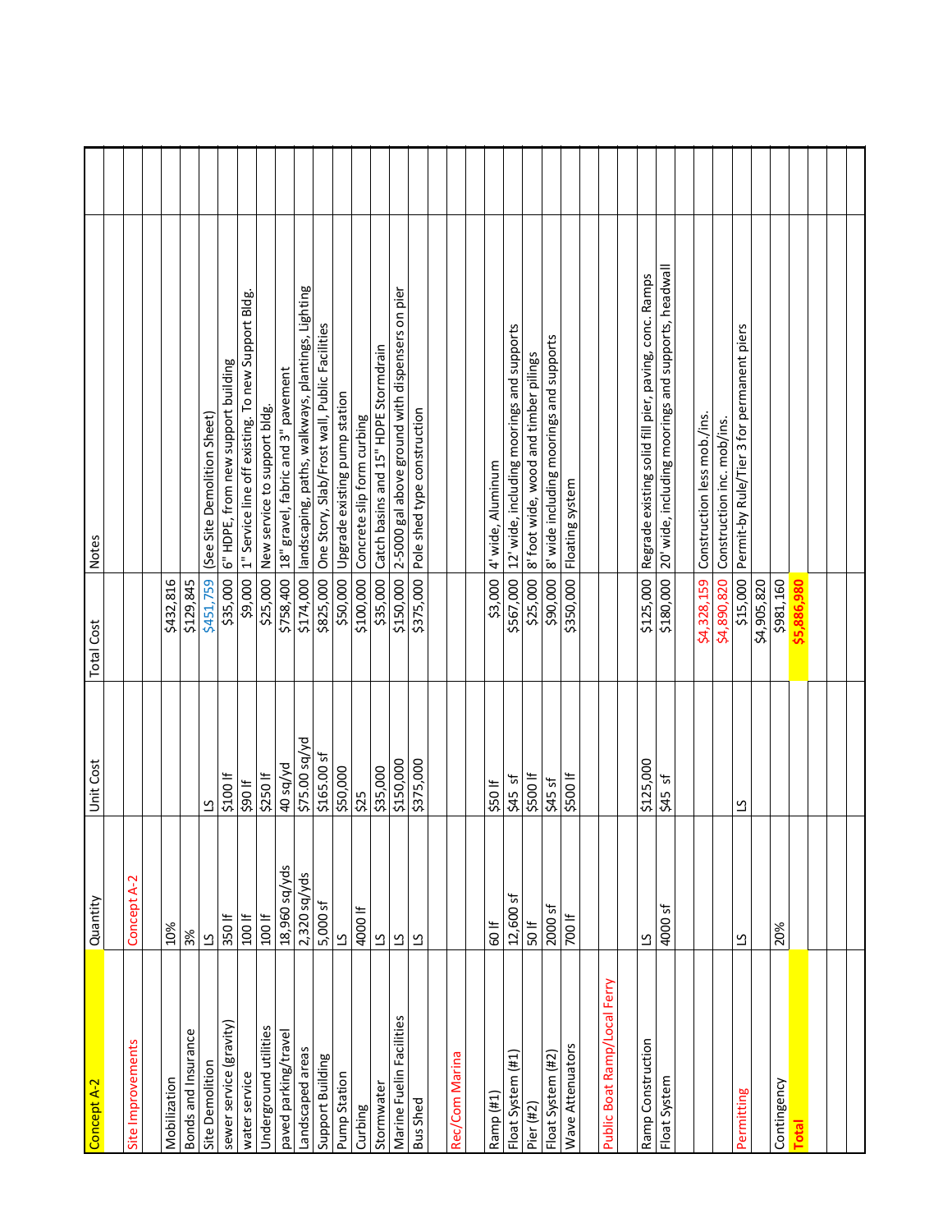| Concept A-2 | Quantity | Unit Cost | Total Cost | Notes |
|---|---|---|---|---|
| | | | | |
| Site Improvements | Concept A-2 | | | |
| | | | | |
| Mobilization | 10% | | $432,816 | |
| Bonds and Insurance | 3% | | $129,845 | |
| Site Demolition | LS | LS | $451,759 | (See Site Demolition Sheet) |
| sewer service (gravity) | 350 lf | $100 lf | $35,000 | 6" HDPE, from new support building |
| water service | 100 lf | $90 lf | $9,000 | 1" Service line off existing. To new Support Bldg. |
| Underground utilities | 100 lf | $250 lf | $25,000 | New service to support bldg. |
| paved parking/travel | 18,960 sq/yds | 40 sq/yd | $758,400 | 18" gravel, fabric and 3" pavement |
| Landscaped areas | 2,320 sq/yds | $75.00 sq/yd | $174,000 | landscaping, paths, walkways, plantings, Lighting |
| Support Building | 5,000 sf | $165.00 sf | $825,000 | One Story, Slab/Frost wall, Public Facilities |
| Pump Station | LS | $50,000 | $50,000 | Upgrade existing pump station |
| Curbing | 4000 lf | $25 | $100,000 | Concrete slip form curbing |
| Stormwater | LS | $35,000 | $35,000 | Catch basins and 15" HDPE Stormdrain |
| Marine Fuelin Facilities | LS | $150,000 | $150,000 | 2-5000 gal above ground with dispensers on pier |
| Bus Shed | LS | $375,000 | $375,000 | Pole shed type construction |
| | | | | |
| Rec/Com Marina | | | | |
| | | | | |
| Ramp (#1) | 60 lf | $50 lf | $3,000 | 4' wide, Aluminum |
| Float System (#1) | 12,600 sf | $45 sf | $567,000 | 12' wide, including moorings and supports |
| Pier (#2) | 50 lf | $500 lf | $25,000 | 8' foot wide, wood and timber pilings |
| Float System (#2) | 2000 sf | $45 sf | $90,000 | 8' wide including moorings and supports |
| Wave Attenuators | 700 lf | $500 lf | $350,000 | Floating system |
| | | | | |
| Public Boat Ramp/Local Ferry | | | | |
| | | | | |
| Ramp Construction | LS | $125,000 | $125,000 | Regrade existing solid fill pier, paving, conc. Ramps |
| Float System | 4000 sf | $45 sf | $180,000 | 20' wide, including moorings and supports, headwall |
| | | | | |
| | | | $4,328,159 | Construction less mob./ins. |
| | | | $4,890,820 | Construction inc. mob/ins. |
| Permitting | LS | LS | $15,000 | Permit-by Rule/Tier 3 for permanent piers |
| | | | $4,905,820 | |
| Contingency | 20% | | $981,160 | |
| **Total** | | | **$5,886,980** | |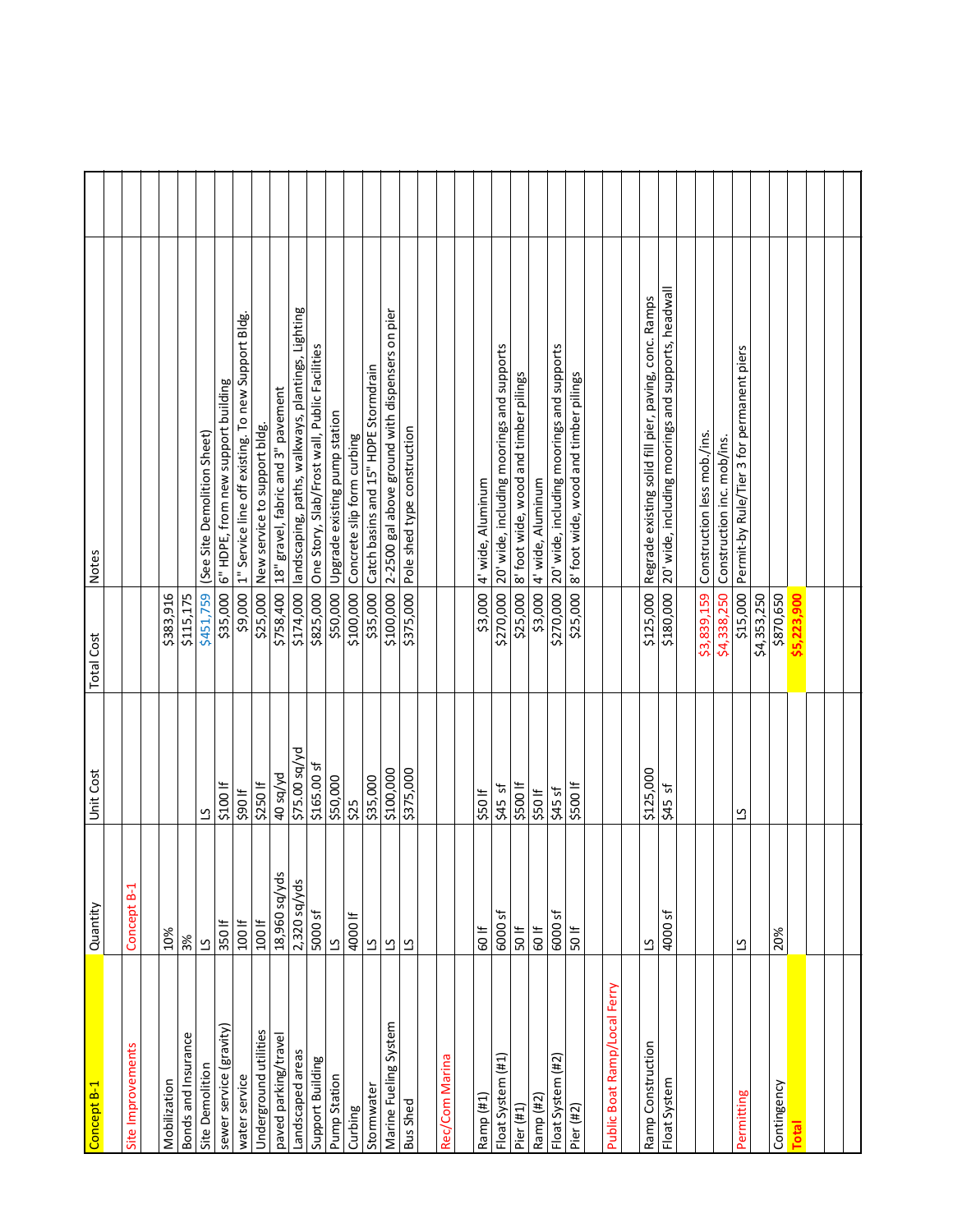| Concept B-1 | Quantity | Unit Cost | Total Cost | Notes |
|---|---|---|---|---|
| | | | | |
| Site Improvements | Concept B-1 | | | |
| | | | | |
| Mobilization | 10% | | $383,916 | |
| Bonds and Insurance | 3% | | $115,175 | |
| Site Demolition | LS | LS | $451,759 | (See Site Demolition Sheet) |
| sewer service (gravity) | 350 lf | $100 lf | $35,000 | 6" HDPE, from new support building |
| water service | 100 lf | $90 lf | $9,000 | 1" Service line off existing. To new Support Bldg. |
| Underground utilities | 100 lf | $250 lf | $25,000 | New service to support bldg. |
| paved parking/travel | 18,960 sq/yds | 40 sq/yd | $758,400 | 18" gravel, fabric and 3" pavement |
| Landscaped areas | 2,320 sq/yds | $75.00 sq/yd | $174,000 | landscaping, paths, walkways, plantings, Lighting |
| Support Building | 5000 sf | $165.00 sf | $825,000 | One Story, Slab/Frost wall, Public Facilities |
| Pump Station | LS | $50,000 | $50,000 | Upgrade existing pump station |
| Curbing | 4000 lf | $25 | $100,000 | Concrete slip form curbing |
| Stormwater | LS | $35,000 | $35,000 | Catch basins and 15" HDPE Stormdrain |
| Marine Fueling System | LS | $100,000 | $100,000 | 2-2500 gal above ground with dispensers on pier |
| Bus Shed | LS | $375,000 | $375,000 | Pole shed type construction |
| | | | | |
| Rec/Com Marina | | | | |
| | | | | |
| Ramp (#1) | 60 lf | $50 lf | $3,000 | 4' wide, Aluminum |
| Float System (#1) | 6000 sf | $45 sf | $270,000 | 20' wide, including moorings and supports |
| Pier (#1) | 50 lf | $500 lf | $25,000 | 8' foot wide, wood and timber pilings |
| Ramp (#2) | 60 lf | $50 lf | $3,000 | 4' wide, Aluminum |
| Float System (#2) | 6000 sf | $45 sf | $270,000 | 20' wide, including moorings and supports |
| Pier (#2) | 50 lf | $500 lf | $25,000 | 8' foot wide, wood and timber pilings |
| | | | | |
| Public Boat Ramp/Local Ferry | | | | |
| | | | | |
| Ramp Construction | LS | $125,000 | $125,000 | Regrade existing solid fill pier, paving, conc. Ramps |
| Float System | 4000 sf | $45 sf | $180,000 | 20' wide, including moorings and supports, headwall |
| | | | | |
| | | | $3,839,159 | Construction less mob./ins. |
| | | | $4,338,250 | Construction inc. mob/ins. |
| Permitting | LS | LS | $15,000 | Permit-by Rule/Tier 3 for permanent piers |
| | | | $4,353,250 | |
| Contingency | 20% | | $870,650 | |
| **Total** | | | **$5,223,900** | |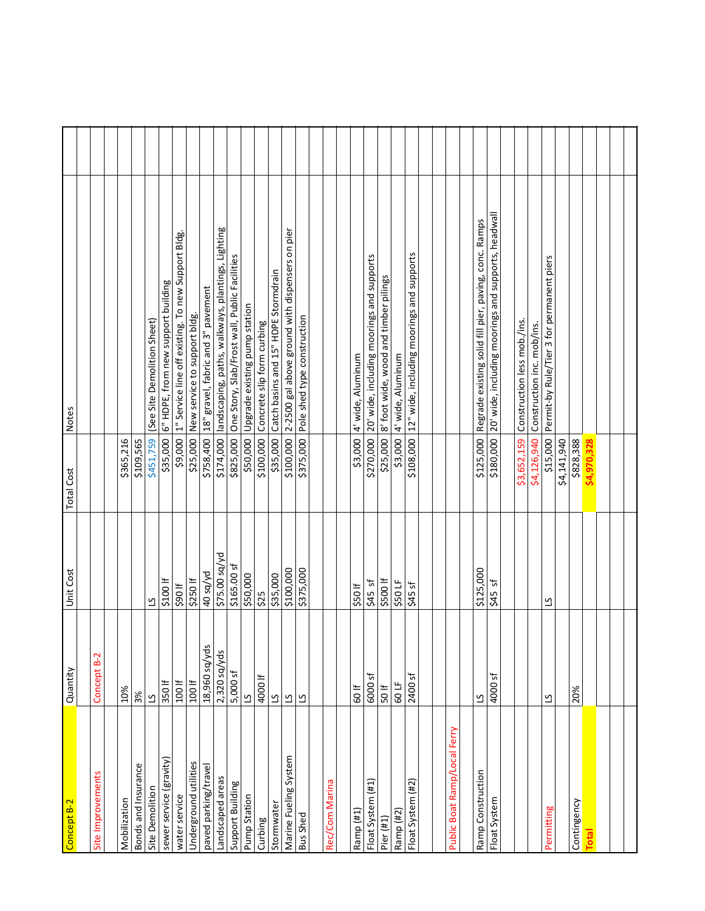| Concept B-2 | Quantity | Unit Cost | Total Cost | Notes |
|---|---|---|---|---|
| Site Improvements | Concept B-2 | | | |
| | | | | |
| Mobilization | 10% | | $365,216 | |
| Bonds and Insurance | 3% | | $109,565 | |
| Site Demolition | LS | LS | $451,759 | (See Site Demolition Sheet) |
| sewer service (gravity) | 350 lf | $100 lf | $35,000 | 6" HDPE, from new support building |
| water service | 100 lf | $90 lf | $9,000 | 1" Service line off existing. To new Support Bldg. |
| Underground utilities | 100 lf | $250 lf | $25,000 | New service to support bldg. |
| paved parking/travel | 18,960 sq/yds | 40 sq/yd | $758,400 | 18" gravel, fabric and 3" pavement |
| Landscaped areas | 2,320 sq/yds | $75.00 sq/yd | $174,000 | landscaping, paths, walkways, plantings, Lighting |
| Support Building | 5,000 sf | $165.00 sf | $825,000 | One Story, Slab/Frost wall, Public Facilities |
| Pump Station | LS | $50,000 | $50,000 | Upgrade existing pump station |
| Curbing | 4000 lf | $25 | $100,000 | Concrete slip form curbing |
| Stormwater | LS | $35,000 | $35,000 | Catch basins and 15" HDPE Stormdrain |
| Marine Fueling System | LS | $100,000 | $100,000 | 2-2500 gal above ground with dispensers on pier |
| Bus Shed | LS | $375,000 | $375,000 | Pole shed type construction |
| | | | | |
| Rec/Com Marina | | | | |
| | | | | |
| Ramp (#1) | 60 lf | $50 lf | $3,000 | 4' wide, Aluminum |
| Float System (#1) | 6000 sf | $45 sf | $270,000 | 20' wide, including moorings and supports |
| Pier (#1) | 50 lf | $500 lf | $25,000 | 8' foot wide, wood and timber pilings |
| Ramp (#2) | 60 LF | $50 LF | $3,000 | 4' wide, Aluminum |
| Float System (#2) | 2400 sf | $45 sf | $108,000 | 12" wide, including moorings and supports |
| | | | | |
| Public Boat Ramp/Local Ferry | | | | |
| | | | | |
| Ramp Construction | LS | $125,000 | $125,000 | Regrade existing solid fill pier, paving, conc. Ramps |
| Float System | 4000 sf | $45 sf | $180,000 | 20' wide, including moorings and supports, headwall |
| | | | | |
| | | | $3,652,159 | Construction less mob./ins. |
| | | | $4,126,940 | Construction inc. mob/ins. |
| Permitting | LS | LS | $15,000 | Permit-by Rule/Tier 3 for permanent piers |
| | | | $4,141,940 | |
| Contingency | 20% | | $828,388 | |
| **Total** | | | **$4,970,328** | |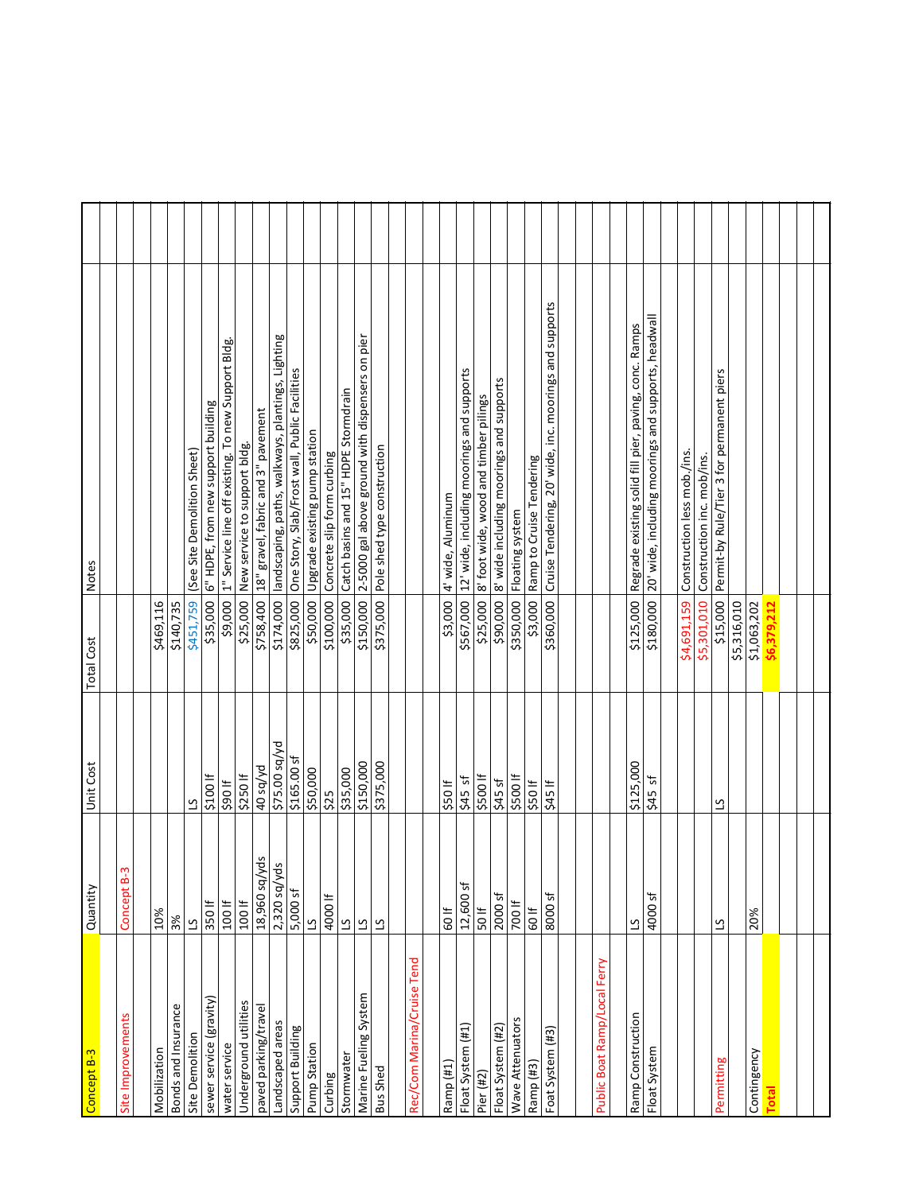| Concept B-3 | Quantity | Unit Cost | Total Cost | Notes |
|---|---|---|---|---|
| Site Improvements | Concept B-3 | | | |
| | | | | |
| Mobilization | 10% | | $469,116 | |
| Bonds and Insurance | 3% | | $140,735 | |
| Site Demolition | LS | LS | $451,759 | (See Site Demolition Sheet) |
| sewer service (gravity) | 350 lf | $100 lf | $35,000 | 6" HDPE, from new support building |
| water service | 100 lf | $90 lf | $9,000 | 1" Service line off existing. To new Support Bldg. |
| Underground utilities | 100 lf | $250 lf | $25,000 | New service to support bldg. |
| paved parking/travel | 18,960 sq/yds | 40 sq/yd | $758,400 | 18" gravel, fabric and 3" pavement |
| Landscaped areas | 2,320 sq/yds | $75.00 sq/yd | $174,000 | landscaping, paths, walkways, plantings, Lighting |
| Support Building | 5,000 sf | $165.00 sf | $825,000 | One Story, Slab/Frost wall, Public Facilities |
| Pump Station | LS | $50,000 | $50,000 | Upgrade existing pump station |
| Curbing | 4000 lf | $25 | $100,000 | Concrete slip form curbing |
| Stormwater | LS | $35,000 | $35,000 | Catch basins and 15" HDPE Stormdrain |
| Marine Fueling System | LS | $150,000 | $150,000 | 2-5000 gal above ground with dispensers on pier |
| Bus Shed | LS | $375,000 | $375,000 | Pole shed type construction |
| | | | | |
| Rec/Com Marina/Cruise Tend | | | | |
| | | | | |
| Ramp (#1) | 60 lf | $50 lf | $3,000 | 4' wide, Aluminum |
| Float System (#1) | 12,600 sf | $45 sf | $567,000 | 12' wide, including moorings and supports |
| Pier (#2) | 50 lf | $500 lf | $25,000 | 8' foot wide, wood and timber pilings |
| Float System (#2) | 2000 sf | $45 sf | $90,000 | 8' wide including moorings and supports |
| Wave Attenuators | 700 lf | $500 lf | $350,000 | Floating system |
| Ramp (#3) | 60 lf | $50 lf | $3,000 | Ramp to Cruise Tendering |
| Foat System (#3) | 8000 sf | $45 lf | $360,000 | Cruise Tendering, 20' wide, inc. moorings and supports |
| | | | | |
| | | | | |
| Public Boat Ramp/Local Ferry | | | | |
| | | | | |
| Ramp Construction | LS | $125,000 | $125,000 | Regrade existing solid fill pier, paving, conc. Ramps |
| Float System | 4000 sf | $45 sf | $180,000 | 20' wide, including moorings and supports, headwall |
| | | | | |
| | | | $4,691,159 | Construction less mob./ins. |
| | | | $5,301,010 | Construction inc. mob/ins. |
| Permitting | LS | LS | $15,000 | Permit-by Rule/Tier 3 for permanent piers |
| | | | $5,316,010 | |
| Contingency | 20% | | $1,063,202 | |
| **Total** | | | **$6,379,212** | |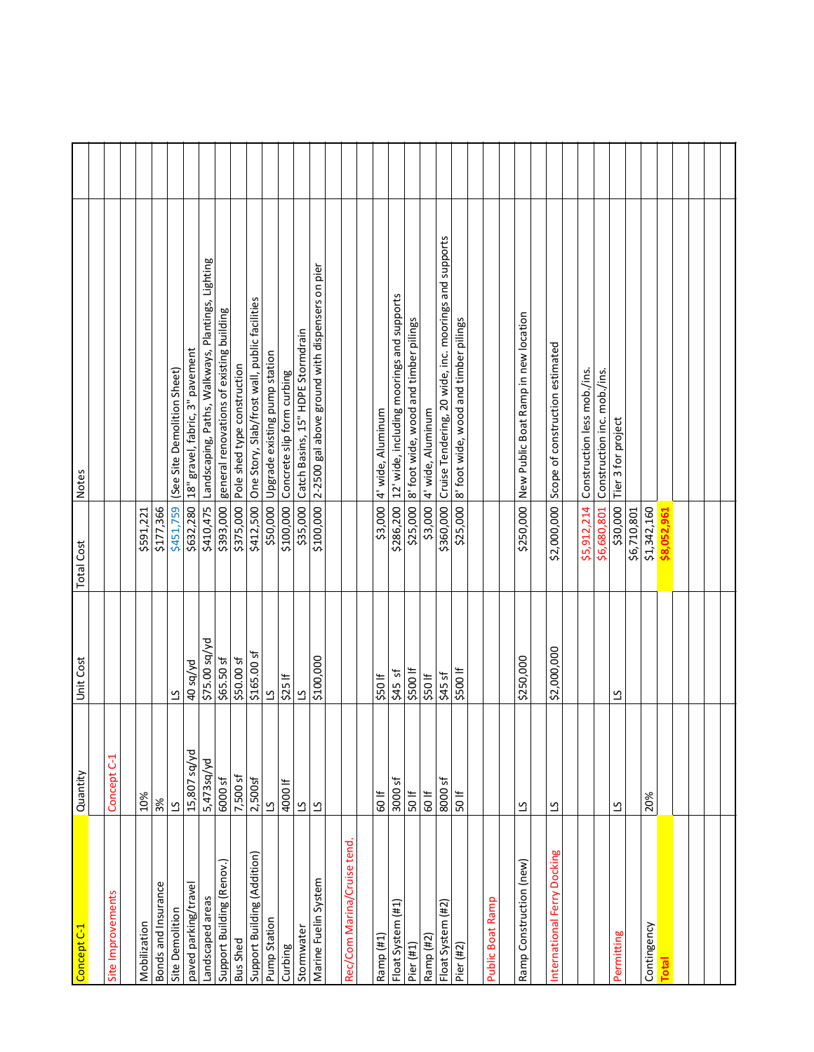| Concept C-1 | Quantity | Unit Cost | Total Cost | Notes |
|---|---|---|---|---|
| Site Improvements | Concept C-1 | | | |
| | | | | |
| Mobilization | 10% | | $591,221 | |
| Bonds and Insurance | 3% | | $177,366 | |
| Site Demolition | LS | LS | $451,759 | (See Site Demolition Sheet) |
| paved parking/travel | 15,807 sq/yd | 40 sq/yd | $632,280 | 18" gravel, fabric, 3" pavement |
| Landscaped areas | 5,473sq/yd | $75.00 sq/yd | $410,475 | Landscaping, Paths, Walkways, Plantings, Lighting |
| Support Building (Renov.) | 6000 sf | $65.50 sf | $393,000 | general renovations of existing building |
| Bus Shed | 7,500 sf | $50.00 sf | $375,000 | Pole shed type construction |
| Support Building (Addition) | 2,500sf | $165.00 sf | $412,500 | One Story, Slab/frost wall, public facilities |
| Pump Station | LS | LS | $50,000 | Upgrade existing pump station |
| Curbing | 4000 lf | $25 lf | $100,000 | Concrete slip form curbing |
| Stormwater | LS | LS | $35,000 | Catch Basins, 15" HDPE Stormdrain |
| Marine Fuelin System | LS | $100,000 | $100,000 | 2-2500 gal above ground with dispensers on pier |
| | | | | |
| Rec/Com Marina/Cruise tend. | | | | |
| | | | | |
| Ramp (#1) | 60 lf | $50 lf | $3,000 | 4' wide, Aluminum |
| Float System (#1) | 3000 sf | $45 sf | $286,200 | 12' wide, including moorings and supports |
| Pier (#1) | 50 lf | $500 lf | $25,000 | 8' foot wide, wood and timber pilings |
| Ramp (#2) | 60 lf | $50 lf | $3,000 | 4' wide, Aluminum |
| Float System (#2) | 8000 sf | $45 sf | $360,000 | Cruise Tendering, 20 wide, inc. moorings and supports |
| Pier (#2) | 50 lf | $500 lf | $25,000 | 8' foot wide, wood and timber pilings |
| | | | | |
| Public Boat Ramp | | | | |
| | | | | |
| Ramp Construction (new) | LS | $250,000 | $250,000 | New Public Boat Ramp in new location |
| | | | | |
| International Ferry Docking | LS | $2,000,000 | $2,000,000 | Scope of construction estimated |
| | | | | |
| | | | $5,912,214 | Construction less mob./ins. |
| | | | $6,680,801 | Construction inc. mob./ins. |
| Permitting | LS | LS | $30,000 | Tier 3 for project |
| | | | $6,710,801 | |
| Contingency | 20% | | $1,342,160 | |
| **Total** | | | **$8,052,961** | |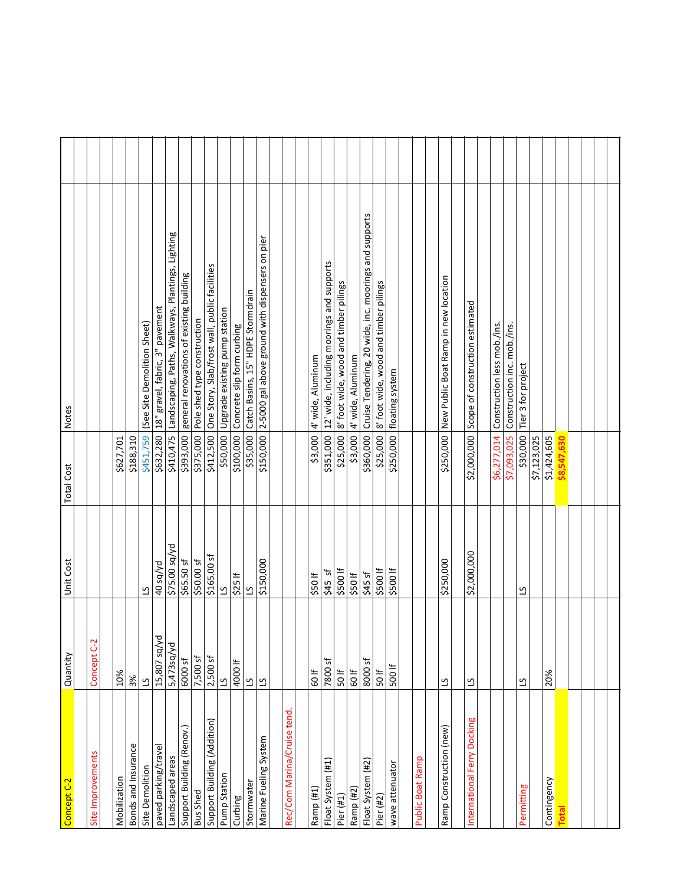| Concept C-2 | Quantity | Unit Cost | Total Cost | Notes | |
|---|---|---|---|---|---|
| | | | | | |
| Site Improvements | Concept C-2 | | | | |
| | | | | | |
| Mobilization | 10% | | $627,701 | | |
| Bonds and Insurance | 3% | | $188,310 | | |
| Site Demolition | LS | LS | $451,759 | (See Site Demolition Sheet) | |
| paved parking/travel | 15,807 sq/yd | 40 sq/yd | $632,280 | 18" gravel, fabric, 3" pavement | |
| Landscaped areas | 5,473sq/yd | $75.00 sq/yd | $410,475 | Landscaping, Paths, Walkways, Plantings, Lighting | |
| Support Building (Renov.) | 6000 sf | $65.50 sf | $393,000 | general renovations of existing building | |
| Bus Shed | 7,500 sf | $50.00 sf | $375,000 | Pole shed type construction | |
| Support Building (Addition) | 2,500 sf | $165.00 sf | $412,500 | One Story, Slab/frost wall, public facilities | |
| Pump Station | LS | LS | $50,000 | Upgrade existing pump station | |
| Curbing | 4000 lf | $25 lf | $100,000 | Concrete slip form curbing | |
| Stormwater | LS | LS | $35,000 | Catch Basins, 15" HDPE Stormdrain | |
| Marine Fueling System | LS | $150,000 | $150,000 | 2-5000 gal above ground with dispensers on pier | |
| | | | | | |
| Rec/Com Marina/Cruise tend. | | | | | |
| | | | | | |
| Ramp (#1) | 60 lf | $50 lf | $3,000 | 4' wide, Aluminum | |
| Float System (#1) | 7800 sf | $45 sf | $351,000 | 12' wide, including moorings and supports | |
| Pier (#1) | 50 lf | $500 lf | $25,000 | 8' foot wide, wood and timber pilings | |
| Ramp (#2) | 60 lf | $50 lf | $3,000 | 4' wide, Aluminum | |
| Float System (#2) | 8000 sf | $45 sf | $360,000 | Cruise Tendering, 20 wide, inc. moorings and supports | |
| Pier (#2) | 50 lf | $500 lf | $25,000 | 8' foot wide, wood and timber pilings | |
| wave attenuator | 500 lf | $500 lf | $250,000 | floating system | |
| | | | | | |
| Public Boat Ramp | | | | | |
| | | | | | |
| Ramp Construction (new) | LS | $250,000 | $250,000 | New Public Boat Ramp in new location | |
| | | | | | |
| International Ferry Docking | LS | $2,000,000 | $2,000,000 | Scope of construction estimated | |
| | | | | | |
| | | | $6,277,014 | Construction less mob./ins. | |
| | | | $7,093,025 | Construction inc. mob./ins. | |
| Permitting | LS | LS | $30,000 | Tier 3 for project | |
| | | | $7,123,025 | | |
| Contingency | 20% | | $1,424,605 | | |
| Total | | | $8,547,630 | | |